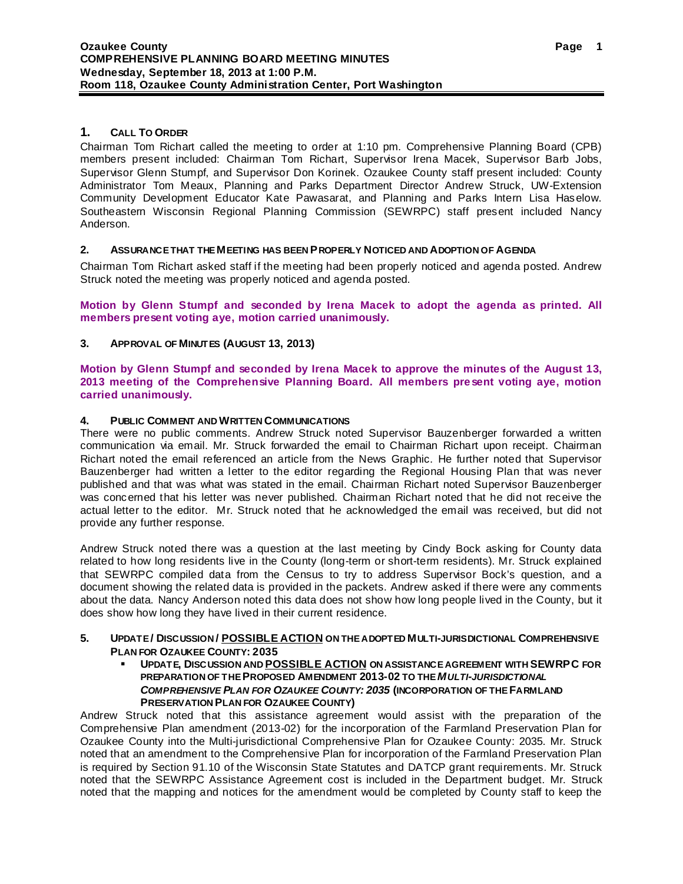**Ozaukee County**
**COMPREHENSIVE PLANNING BOARD MEETING MINUTES**
**Wednesday, September 18, 2013 at 1:00 P.M.**
**Room 118, Ozaukee County Administration Center, Port Washington**

## 1. CALL TO ORDER

Chairman Tom Richart called the meeting to order at 1:10 pm. Comprehensive Planning Board (CPB) members present included: Chairman Tom Richart, Supervisor Irena Macek, Supervisor Barb Jobs, Supervisor Glenn Stumpf, and Supervisor Don Korinek. Ozaukee County staff present included: County Administrator Tom Meaux, Planning and Parks Department Director Andrew Struck, UW-Extension Community Development Educator Kate Pawasarat, and Planning and Parks Intern Lisa Haselow. Southeastern Wisconsin Regional Planning Commission (SEWRPC) staff present included Nancy Anderson.

## 2. ASSURANCE THAT THE MEETING HAS BEEN PROPERLY NOTICED AND ADOPTION OF AGENDA

Chairman Tom Richart asked staff if the meeting had been properly noticed and agenda posted. Andrew Struck noted the meeting was properly noticed and agenda posted.

**Motion by Glenn Stumpf and seconded by Irena Macek to adopt the agenda as printed. All members present voting aye, motion carried unanimously.**

## 3. APPROVAL OF MINUTES (AUGUST 13, 2013)

**Motion by Glenn Stumpf and seconded by Irena Macek to approve the minutes of the August 13, 2013 meeting of the Comprehensive Planning Board. All members present voting aye, motion carried unanimously.**

## 4. PUBLIC COMMENT AND WRITTEN COMMUNICATIONS

There were no public comments. Andrew Struck noted Supervisor Bauzenberger forwarded a written communication via email. Mr. Struck forwarded the email to Chairman Richart upon receipt. Chairman Richart noted the email referenced an article from the News Graphic. He further noted that Supervisor Bauzenberger had written a letter to the editor regarding the Regional Housing Plan that was never published and that was what was stated in the email. Chairman Richart noted Supervisor Bauzenberger was concerned that his letter was never published. Chairman Richart noted that he did not receive the actual letter to the editor. Mr. Struck noted that he acknowledged the email was received, but did not provide any further response.

Andrew Struck noted there was a question at the last meeting by Cindy Bock asking for County data related to how long residents live in the County (long-term or short-term residents). Mr. Struck explained that SEWRPC compiled data from the Census to try to address Supervisor Bock's question, and a document showing the related data is provided in the packets. Andrew asked if there were any comments about the data. Nancy Anderson noted this data does not show how long people lived in the County, but it does show how long they have lived in their current residence.

## 5. UPDATE / DISCUSSION / POSSIBLE ACTION ON THE ADOPTED MULTI-JURISDICTIONAL COMPREHENSIVE PLAN FOR OZAUKEE COUNTY: 2035

- **UPDATE, DISCUSSION AND POSSIBLE ACTION ON ASSISTANCE AGREEMENT WITH SEWRPC FOR PREPARATION OF THE PROPOSED AMENDMENT 2013-02 TO THE *MULTI-JURISDICTIONAL COMPREHENSIVE PLAN FOR OZAUKEE COUNTY: 2035* (INCORPORATION OF THE FARMLAND PRESERVATION PLAN FOR OZAUKEE COUNTY)**

Andrew Struck noted that this assistance agreement would assist with the preparation of the Comprehensive Plan amendment (2013-02) for the incorporation of the Farmland Preservation Plan for Ozaukee County into the Multi-jurisdictional Comprehensive Plan for Ozaukee County: 2035. Mr. Struck noted that an amendment to the Comprehensive Plan for incorporation of the Farmland Preservation Plan is required by Section 91.10 of the Wisconsin State Statutes and DATCP grant requirements. Mr. Struck noted that the SEWRPC Assistance Agreement cost is included in the Department budget. Mr. Struck noted that the mapping and notices for the amendment would be completed by County staff to keep the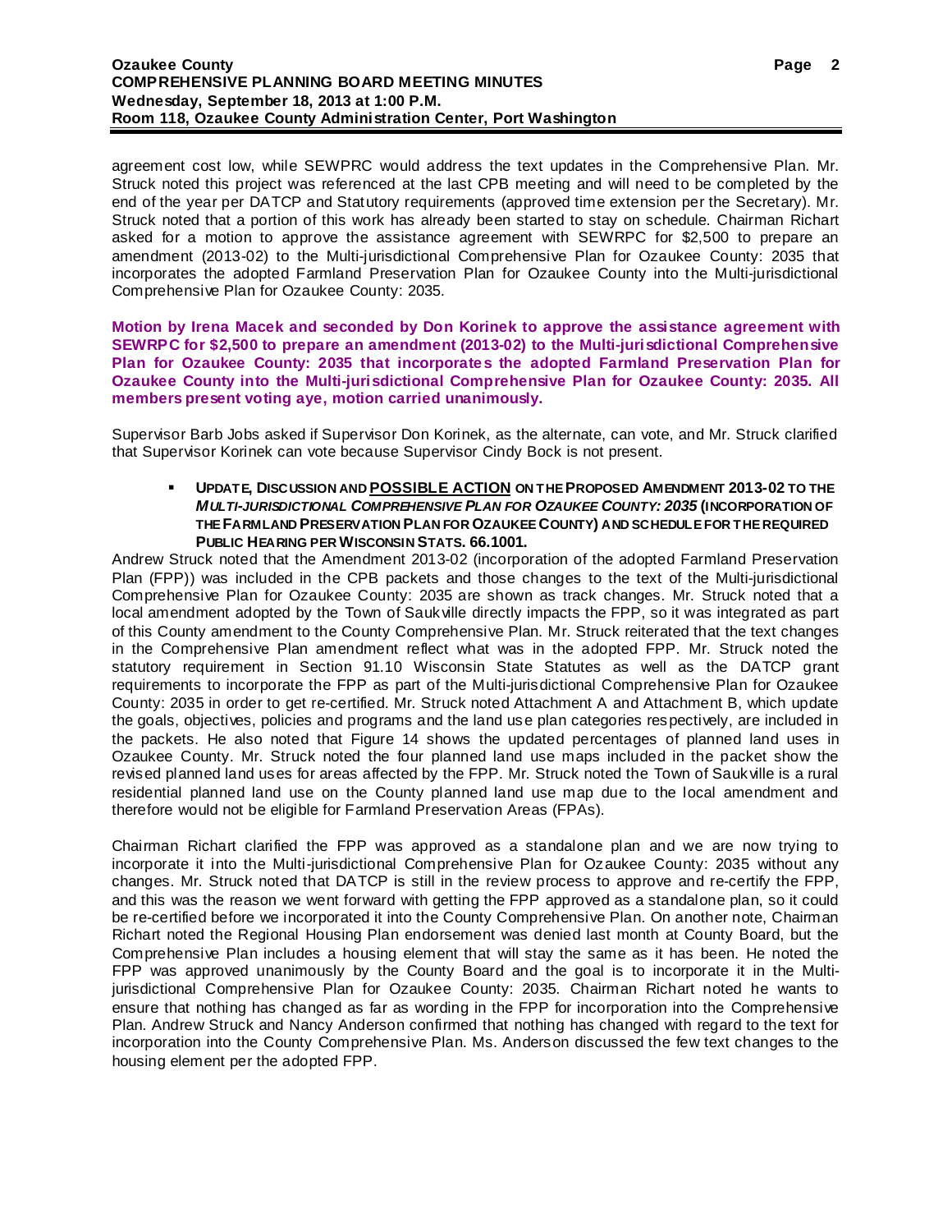agreement cost low, while SEWPRC would address the text updates in the Comprehensive Plan. Mr. Struck noted this project was referenced at the last CPB meeting and will need to be completed by the end of the year per DATCP and Statutory requirements (approved time extension per the Secretary). Mr. Struck noted that a portion of this work has already been started to stay on schedule. Chairman Richart asked for a motion to approve the assistance agreement with SEWRPC for $2,500 to prepare an amendment (2013-02) to the Multi-jurisdictional Comprehensive Plan for Ozaukee County: 2035 that incorporates the adopted Farmland Preservation Plan for Ozaukee County into the Multi-jurisdictional Comprehensive Plan for Ozaukee County: 2035.

**Motion by Irena Macek and seconded by Don Korinek to approve the assistance agreement with SEWRPC for $2,500 to prepare an amendment (2013-02) to the Multi-jurisdictional Comprehensive Plan for Ozaukee County: 2035 that incorporates the adopted Farmland Preservation Plan for Ozaukee County into the Multi-jurisdictional Comprehensive Plan for Ozaukee County: 2035. All members present voting aye, motion carried unanimously.**

Supervisor Barb Jobs asked if Supervisor Don Korinek, as the alternate, can vote, and Mr. Struck clarified that Supervisor Korinek can vote because Supervisor Cindy Bock is not present.

- **UPDATE, DISCUSSION AND POSSIBLE ACTION ON THE PROPOSED AMENDMENT 2013-02 TO THE *MULTI-JURISDICTIONAL COMPREHENSIVE PLAN FOR OZAUKEE COUNTY: 2035* (INCORPORATION OF THE FARMLAND PRESERVATION PLAN FOR OZAUKEE COUNTY) AND SCHEDULE FOR THE REQUIRED PUBLIC HEARING PER WISCONSIN STATS. 66.1001.**

Andrew Struck noted that the Amendment 2013-02 (incorporation of the adopted Farmland Preservation Plan (FPP)) was included in the CPB packets and those changes to the text of the Multi-jurisdictional Comprehensive Plan for Ozaukee County: 2035 are shown as track changes. Mr. Struck noted that a local amendment adopted by the Town of Saukville directly impacts the FPP, so it was integrated as part of this County amendment to the County Comprehensive Plan. Mr. Struck reiterated that the text changes in the Comprehensive Plan amendment reflect what was in the adopted FPP. Mr. Struck noted the statutory requirement in Section 91.10 Wisconsin State Statutes as well as the DATCP grant requirements to incorporate the FPP as part of the Multi-jurisdictional Comprehensive Plan for Ozaukee County: 2035 in order to get re-certified. Mr. Struck noted Attachment A and Attachment B, which update the goals, objectives, policies and programs and the land use plan categories respectively, are included in the packets. He also noted that Figure 14 shows the updated percentages of planned land uses in Ozaukee County. Mr. Struck noted the four planned land use maps included in the packet show the revised planned land uses for areas affected by the FPP. Mr. Struck noted the Town of Saukville is a rural residential planned land use on the County planned land use map due to the local amendment and therefore would not be eligible for Farmland Preservation Areas (FPAs).

Chairman Richart clarified the FPP was approved as a standalone plan and we are now trying to incorporate it into the Multi-jurisdictional Comprehensive Plan for Ozaukee County: 2035 without any changes. Mr. Struck noted that DATCP is still in the review process to approve and re-certify the FPP, and this was the reason we went forward with getting the FPP approved as a standalone plan, so it could be re-certified before we incorporated it into the County Comprehensive Plan. On another note, Chairman Richart noted the Regional Housing Plan endorsement was denied last month at County Board, but the Comprehensive Plan includes a housing element that will stay the same as it has been. He noted the FPP was approved unanimously by the County Board and the goal is to incorporate it in the Multi-jurisdictional Comprehensive Plan for Ozaukee County: 2035. Chairman Richart noted he wants to ensure that nothing has changed as far as wording in the FPP for incorporation into the Comprehensive Plan. Andrew Struck and Nancy Anderson confirmed that nothing has changed with regard to the text for incorporation into the County Comprehensive Plan. Ms. Anderson discussed the few text changes to the housing element per the adopted FPP.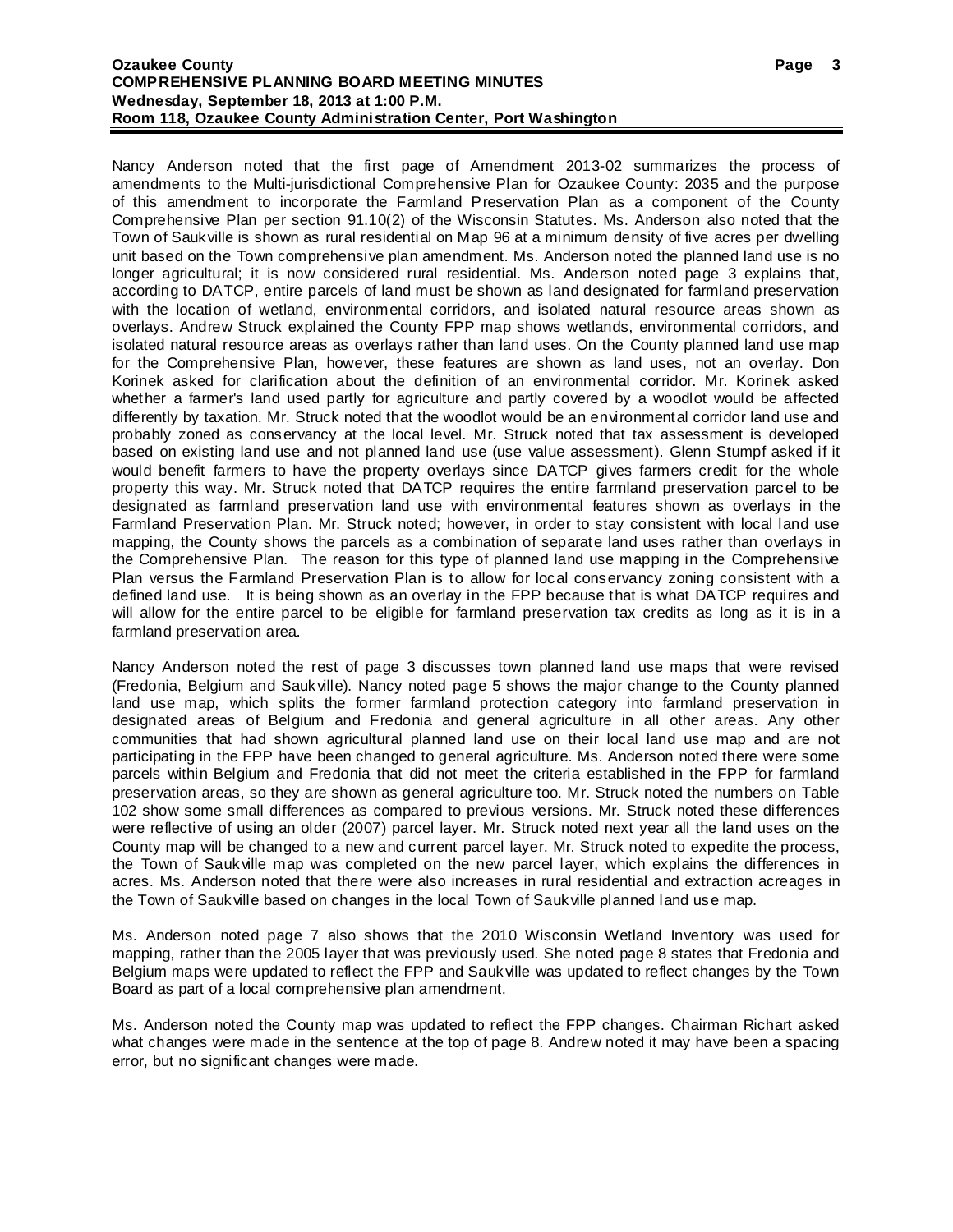Nancy Anderson noted that the first page of Amendment 2013-02 summarizes the process of amendments to the Multi-jurisdictional Comprehensive Plan for Ozaukee County: 2035 and the purpose of this amendment to incorporate the Farmland Preservation Plan as a component of the County Comprehensive Plan per section 91.10(2) of the Wisconsin Statutes. Ms. Anderson also noted that the Town of Saukville is shown as rural residential on Map 96 at a minimum density of five acres per dwelling unit based on the Town comprehensive plan amendment. Ms. Anderson noted the planned land use is no longer agricultural; it is now considered rural residential. Ms. Anderson noted page 3 explains that, according to DATCP, entire parcels of land must be shown as land designated for farmland preservation with the location of wetland, environmental corridors, and isolated natural resource areas shown as overlays. Andrew Struck explained the County FPP map shows wetlands, environmental corridors, and isolated natural resource areas as overlays rather than land uses. On the County planned land use map for the Comprehensive Plan, however, these features are shown as land uses, not an overlay. Don Korinek asked for clarification about the definition of an environmental corridor. Mr. Korinek asked whether a farmer's land used partly for agriculture and partly covered by a woodlot would be affected differently by taxation. Mr. Struck noted that the woodlot would be an environmental corridor land use and probably zoned as conservancy at the local level. Mr. Struck noted that tax assessment is developed based on existing land use and not planned land use (use value assessment). Glenn Stumpf asked if it would benefit farmers to have the property overlays since DATCP gives farmers credit for the whole property this way. Mr. Struck noted that DATCP requires the entire farmland preservation parcel to be designated as farmland preservation land use with environmental features shown as overlays in the Farmland Preservation Plan. Mr. Struck noted; however, in order to stay consistent with local land use mapping, the County shows the parcels as a combination of separate land uses rather than overlays in the Comprehensive Plan. The reason for this type of planned land use mapping in the Comprehensive Plan versus the Farmland Preservation Plan is to allow for local conservancy zoning consistent with a defined land use. It is being shown as an overlay in the FPP because that is what DATCP requires and will allow for the entire parcel to be eligible for farmland preservation tax credits as long as it is in a farmland preservation area.

Nancy Anderson noted the rest of page 3 discusses town planned land use maps that were revised (Fredonia, Belgium and Saukville). Nancy noted page 5 shows the major change to the County planned land use map, which splits the former farmland protection category into farmland preservation in designated areas of Belgium and Fredonia and general agriculture in all other areas. Any other communities that had shown agricultural planned land use on their local land use map and are not participating in the FPP have been changed to general agriculture. Ms. Anderson noted there were some parcels within Belgium and Fredonia that did not meet the criteria established in the FPP for farmland preservation areas, so they are shown as general agriculture too. Mr. Struck noted the numbers on Table 102 show some small differences as compared to previous versions. Mr. Struck noted these differences were reflective of using an older (2007) parcel layer. Mr. Struck noted next year all the land uses on the County map will be changed to a new and current parcel layer. Mr. Struck noted to expedite the process, the Town of Saukville map was completed on the new parcel layer, which explains the differences in acres. Ms. Anderson noted that there were also increases in rural residential and extraction acreages in the Town of Saukville based on changes in the local Town of Saukville planned land use map.

Ms. Anderson noted page 7 also shows that the 2010 Wisconsin Wetland Inventory was used for mapping, rather than the 2005 layer that was previously used. She noted page 8 states that Fredonia and Belgium maps were updated to reflect the FPP and Saukville was updated to reflect changes by the Town Board as part of a local comprehensive plan amendment.

Ms. Anderson noted the County map was updated to reflect the FPP changes. Chairman Richart asked what changes were made in the sentence at the top of page 8. Andrew noted it may have been a spacing error, but no significant changes were made.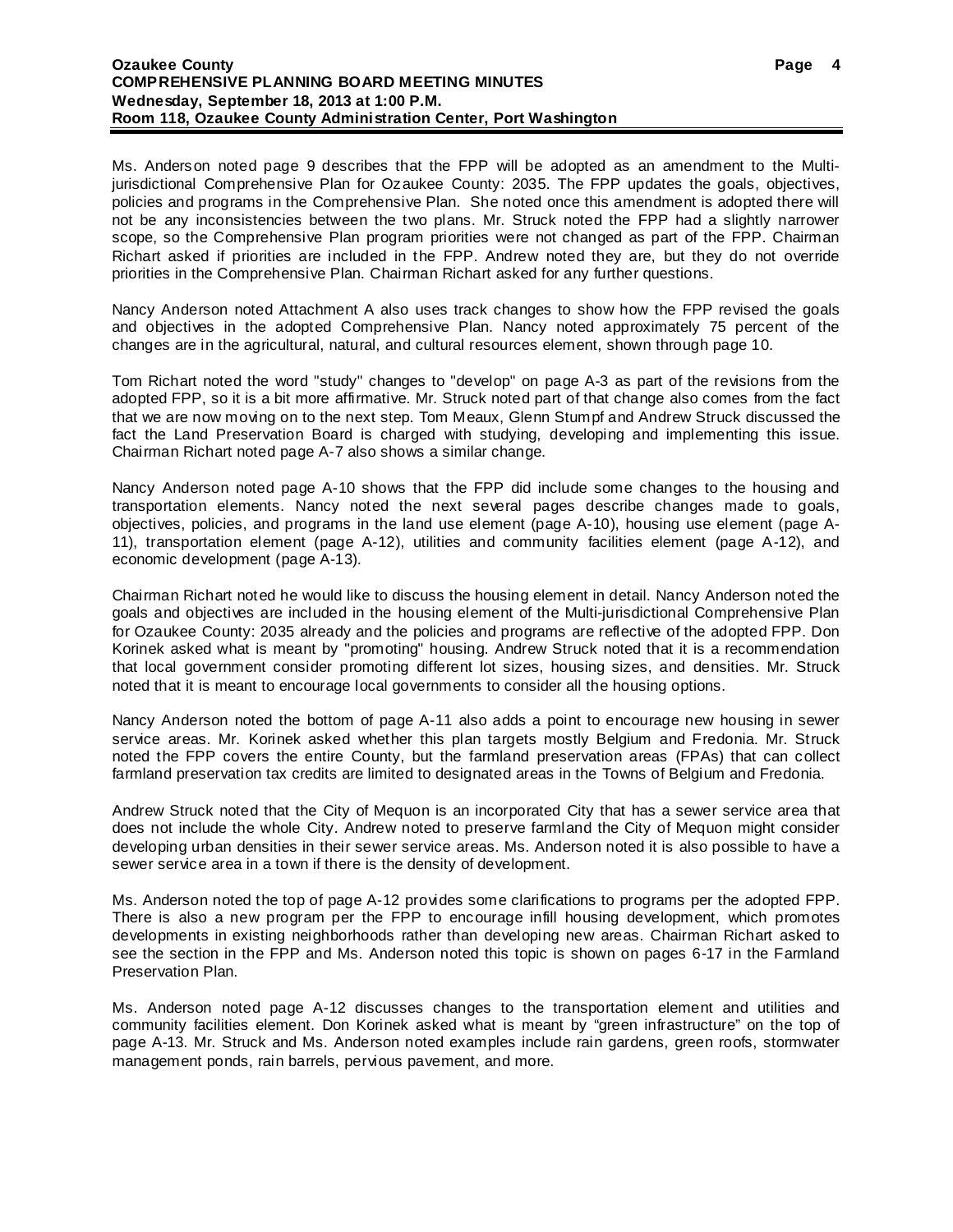Ms. Anderson noted page 9 describes that the FPP will be adopted as an amendment to the Multi-jurisdictional Comprehensive Plan for Ozaukee County: 2035. The FPP updates the goals, objectives, policies and programs in the Comprehensive Plan. She noted once this amendment is adopted there will not be any inconsistencies between the two plans. Mr. Struck noted the FPP had a slightly narrower scope, so the Comprehensive Plan program priorities were not changed as part of the FPP. Chairman Richart asked if priorities are included in the FPP. Andrew noted they are, but they do not override priorities in the Comprehensive Plan. Chairman Richart asked for any further questions.

Nancy Anderson noted Attachment A also uses track changes to show how the FPP revised the goals and objectives in the adopted Comprehensive Plan. Nancy noted approximately 75 percent of the changes are in the agricultural, natural, and cultural resources element, shown through page 10.

Tom Richart noted the word "study" changes to "develop" on page A-3 as part of the revisions from the adopted FPP, so it is a bit more affirmative. Mr. Struck noted part of that change also comes from the fact that we are now moving on to the next step. Tom Meaux, Glenn Stumpf and Andrew Struck discussed the fact the Land Preservation Board is charged with studying, developing and implementing this issue. Chairman Richart noted page A-7 also shows a similar change.

Nancy Anderson noted page A-10 shows that the FPP did include some changes to the housing and transportation elements. Nancy noted the next several pages describe changes made to goals, objectives, policies, and programs in the land use element (page A-10), housing use element (page A-11), transportation element (page A-12), utilities and community facilities element (page A-12), and economic development (page A-13).

Chairman Richart noted he would like to discuss the housing element in detail. Nancy Anderson noted the goals and objectives are included in the housing element of the Multi-jurisdictional Comprehensive Plan for Ozaukee County: 2035 already and the policies and programs are reflective of the adopted FPP. Don Korinek asked what is meant by "promoting" housing. Andrew Struck noted that it is a recommendation that local government consider promoting different lot sizes, housing sizes, and densities. Mr. Struck noted that it is meant to encourage local governments to consider all the housing options.

Nancy Anderson noted the bottom of page A-11 also adds a point to encourage new housing in sewer service areas. Mr. Korinek asked whether this plan targets mostly Belgium and Fredonia. Mr. Struck noted the FPP covers the entire County, but the farmland preservation areas (FPAs) that can collect farmland preservation tax credits are limited to designated areas in the Towns of Belgium and Fredonia.

Andrew Struck noted that the City of Mequon is an incorporated City that has a sewer service area that does not include the whole City. Andrew noted to preserve farmland the City of Mequon might consider developing urban densities in their sewer service areas. Ms. Anderson noted it is also possible to have a sewer service area in a town if there is the density of development.

Ms. Anderson noted the top of page A-12 provides some clarifications to programs per the adopted FPP. There is also a new program per the FPP to encourage infill housing development, which promotes developments in existing neighborhoods rather than developing new areas. Chairman Richart asked to see the section in the FPP and Ms. Anderson noted this topic is shown on pages 6-17 in the Farmland Preservation Plan.

Ms. Anderson noted page A-12 discusses changes to the transportation element and utilities and community facilities element. Don Korinek asked what is meant by "green infrastructure" on the top of page A-13. Mr. Struck and Ms. Anderson noted examples include rain gardens, green roofs, stormwater management ponds, rain barrels, pervious pavement, and more.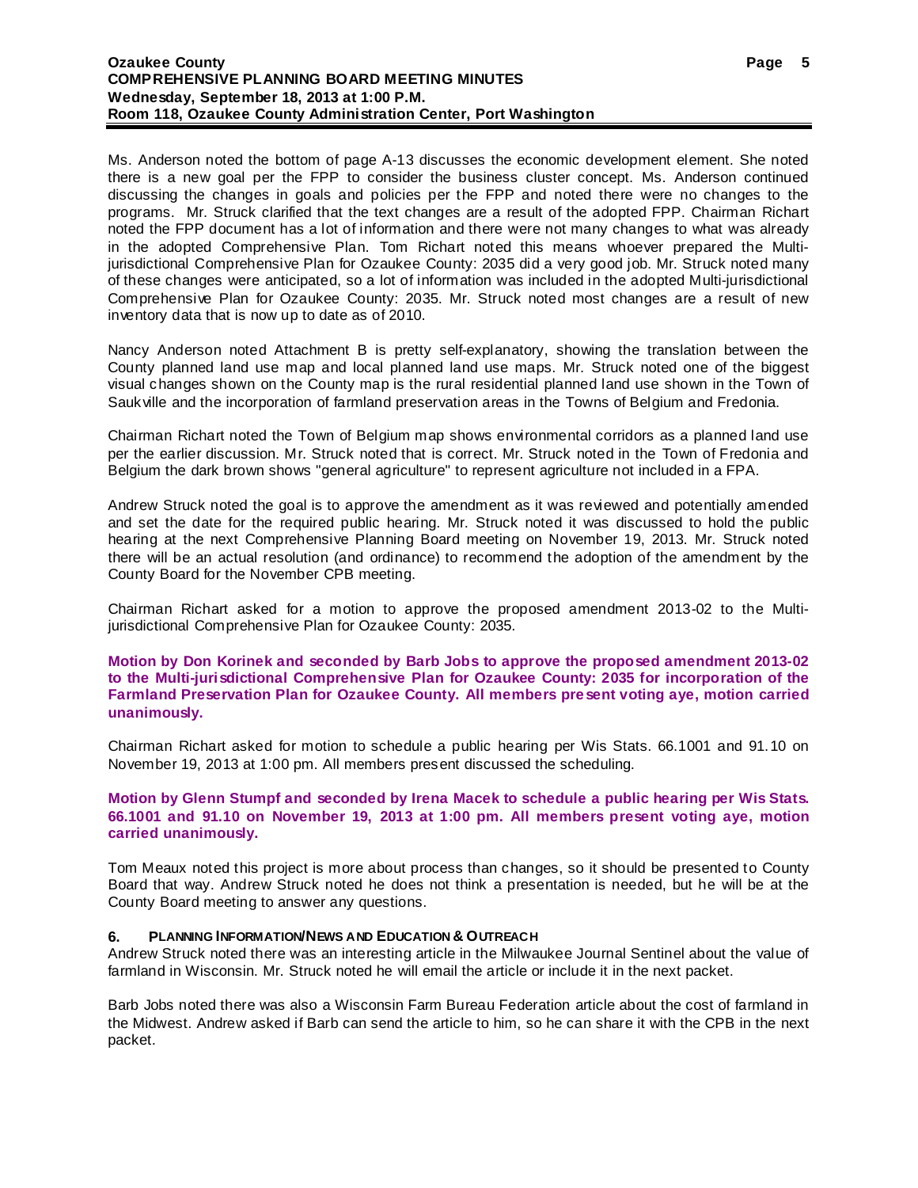Ms. Anderson noted the bottom of page A-13 discusses the economic development element. She noted there is a new goal per the FPP to consider the business cluster concept. Ms. Anderson continued discussing the changes in goals and policies per the FPP and noted there were no changes to the programs. Mr. Struck clarified that the text changes are a result of the adopted FPP. Chairman Richart noted the FPP document has a lot of information and there were not many changes to what was already in the adopted Comprehensive Plan. Tom Richart noted this means whoever prepared the Multi-jurisdictional Comprehensive Plan for Ozaukee County: 2035 did a very good job. Mr. Struck noted many of these changes were anticipated, so a lot of information was included in the adopted Multi-jurisdictional Comprehensive Plan for Ozaukee County: 2035. Mr. Struck noted most changes are a result of new inventory data that is now up to date as of 2010.

Nancy Anderson noted Attachment B is pretty self-explanatory, showing the translation between the County planned land use map and local planned land use maps. Mr. Struck noted one of the biggest visual changes shown on the County map is the rural residential planned land use shown in the Town of Saukville and the incorporation of farmland preservation areas in the Towns of Belgium and Fredonia.

Chairman Richart noted the Town of Belgium map shows environmental corridors as a planned land use per the earlier discussion. Mr. Struck noted that is correct. Mr. Struck noted in the Town of Fredonia and Belgium the dark brown shows "general agriculture" to represent agriculture not included in a FPA.

Andrew Struck noted the goal is to approve the amendment as it was reviewed and potentially amended and set the date for the required public hearing. Mr. Struck noted it was discussed to hold the public hearing at the next Comprehensive Planning Board meeting on November 19, 2013. Mr. Struck noted there will be an actual resolution (and ordinance) to recommend the adoption of the amendment by the County Board for the November CPB meeting.

Chairman Richart asked for a motion to approve the proposed amendment 2013-02 to the Multi-jurisdictional Comprehensive Plan for Ozaukee County: 2035.

**Motion by Don Korinek and seconded by Barb Jobs to approve the proposed amendment 2013-02 to the Multi-jurisdictional Comprehensive Plan for Ozaukee County: 2035 for incorporation of the Farmland Preservation Plan for Ozaukee County. All members present voting aye, motion carried unanimously.**

Chairman Richart asked for motion to schedule a public hearing per Wis Stats. 66.1001 and 91.10 on November 19, 2013 at 1:00 pm. All members present discussed the scheduling.

**Motion by Glenn Stumpf and seconded by Irena Macek to schedule a public hearing per Wis Stats. 66.1001 and 91.10 on November 19, 2013 at 1:00 pm. All members present voting aye, motion carried unanimously.**

Tom Meaux noted this project is more about process than changes, so it should be presented to County Board that way. Andrew Struck noted he does not think a presentation is needed, but he will be at the County Board meeting to answer any questions.

## 6. PLANNING INFORMATION/NEWS AND EDUCATION & OUTREACH

Andrew Struck noted there was an interesting article in the Milwaukee Journal Sentinel about the value of farmland in Wisconsin. Mr. Struck noted he will email the article or include it in the next packet.

Barb Jobs noted there was also a Wisconsin Farm Bureau Federation article about the cost of farmland in the Midwest. Andrew asked if Barb can send the article to him, so he can share it with the CPB in the next packet.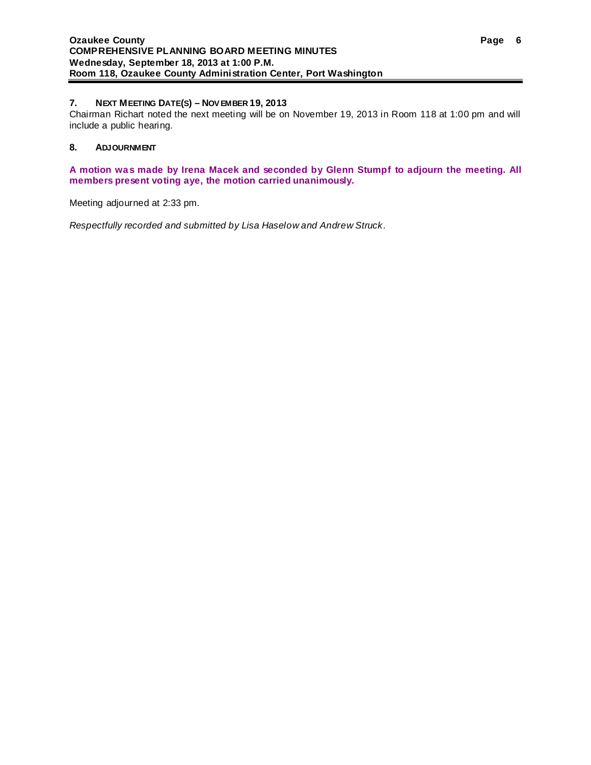## 7. NEXT MEETING DATE(S) – NOVEMBER 19, 2013

Chairman Richart noted the next meeting will be on November 19, 2013 in Room 118 at 1:00 pm and will include a public hearing.

## 8. ADJOURNMENT

**A motion was made by Irena Macek and seconded by Glenn Stumpf to adjourn the meeting. All members present voting aye, the motion carried unanimously.**

Meeting adjourned at 2:33 pm.

*Respectfully recorded and submitted by Lisa Haselow and Andrew Struck.*